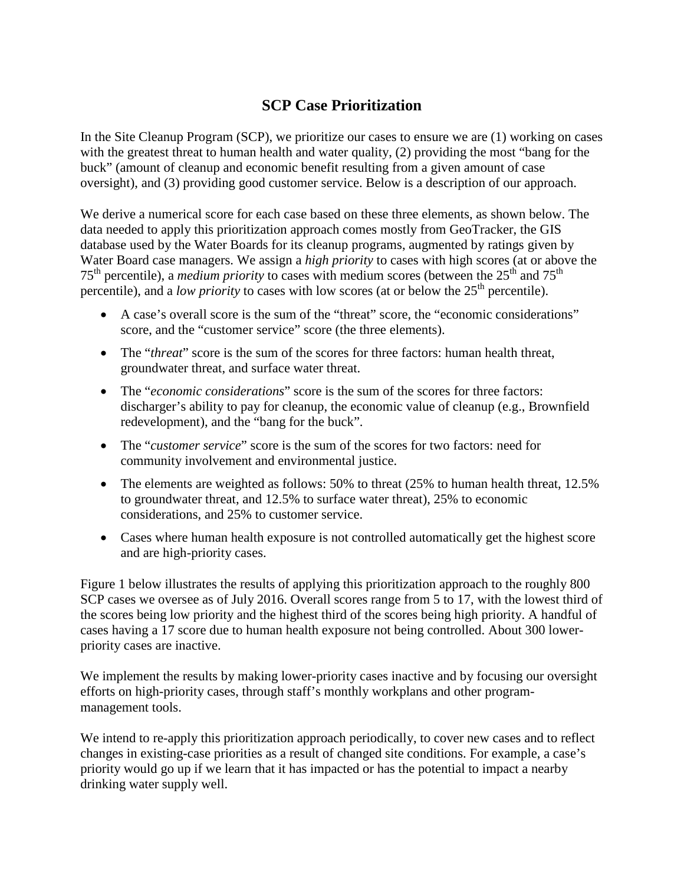# SCP Case Prioritization

In the Site Cleanup Program (SCP), we prioritize our cases to ensure we are (1) working on cases with the greatest threat to human health and water quality, (2) providing the most "bang for the buck" (amount of cleanup and economic benefit resulting from a given amount of case oversight), and (3) providing good customer service. Below is a description of our approach.

We derive a numerical score for each case based on these three elements, as shown below. The data needed to apply this prioritization approach comes mostly from GeoTracker, the GIS database used by the Water Boards for its cleanup programs, augmented by ratings given by Water Board case managers. We assign a *high priority* to cases with high scores (at or above the 75th percentile), a *medium priority* to cases with medium scores (between the 25th and 75th percentile), and a *low priority* to cases with low scores (at or below the 25th percentile).

- A case's overall score is the sum of the "threat" score, the "economic considerations" score, and the "customer service" score (the three elements).
- The "*threat*" score is the sum of the scores for three factors: human health threat, groundwater threat, and surface water threat.
- The "*economic considerations*" score is the sum of the scores for three factors: discharger's ability to pay for cleanup, the economic value of cleanup (e.g., Brownfield redevelopment), and the "bang for the buck".
- The "*customer service*" score is the sum of the scores for two factors: need for community involvement and environmental justice.
- The elements are weighted as follows: 50% to threat (25% to human health threat, 12.5% to groundwater threat, and 12.5% to surface water threat), 25% to economic considerations, and 25% to customer service.
- Cases where human health exposure is not controlled automatically get the highest score and are high-priority cases.

Figure 1 below illustrates the results of applying this prioritization approach to the roughly 800 SCP cases we oversee as of July 2016. Overall scores range from 5 to 17, with the lowest third of the scores being low priority and the highest third of the scores being high priority. A handful of cases having a 17 score due to human health exposure not being controlled. About 300 lower-priority cases are inactive.

We implement the results by making lower-priority cases inactive and by focusing our oversight efforts on high-priority cases, through staff's monthly workplans and other program-management tools.

We intend to re-apply this prioritization approach periodically, to cover new cases and to reflect changes in existing-case priorities as a result of changed site conditions. For example, a case's priority would go up if we learn that it has impacted or has the potential to impact a nearby drinking water supply well.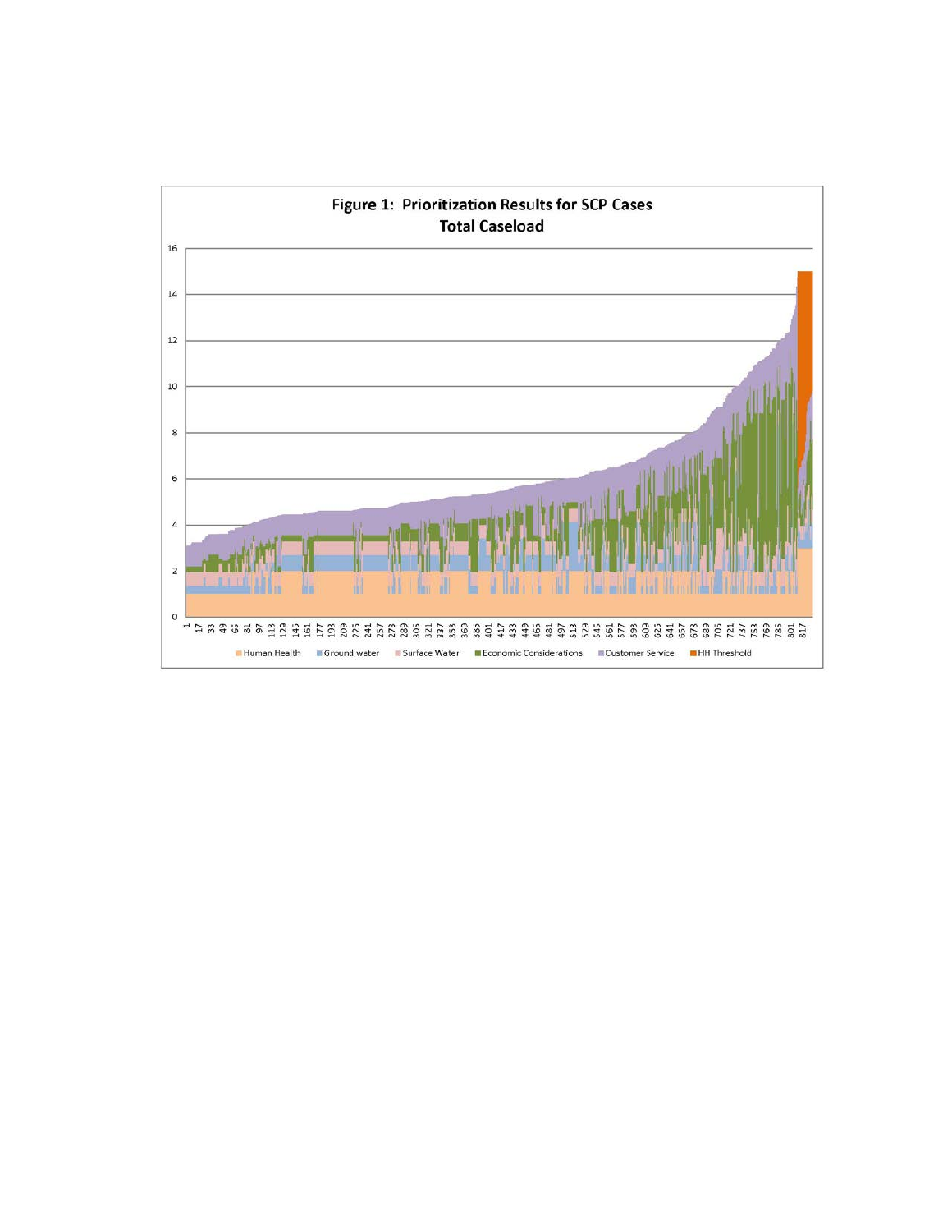Figure 1: Prioritization Results for SCP Cases
Total Caseload

16
14
12
10
8
6
4
2
0

1 17 33 49 65 81 97 113 129 145 161 177 193 209 225 241 257 273 289 305 321 337 353 369 385 401 417 433 449 465 481 497 513 529 545 561 577 593 609 625 641 657 673 689 705 721 737 753 769 785 801 817

Human Health  Ground water  Surface Water  Economic Considerations  Customer Service  HH Threshold